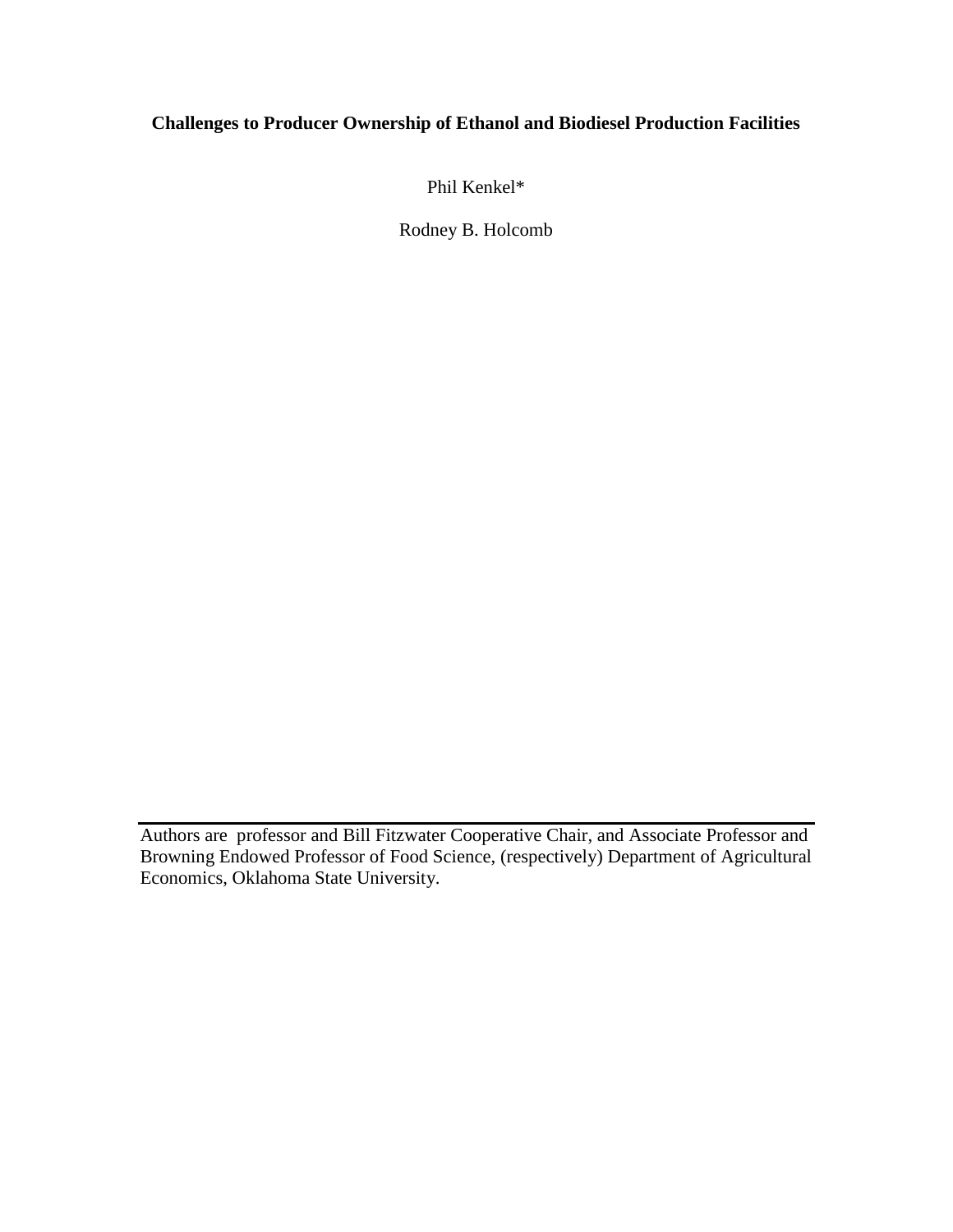**Challenges to Producer Ownership of Ethanol and Biodiesel Production Facilities**

Phil Kenkel*

Rodney B. Holcomb

---

Authors are professor and Bill Fitzwater Cooperative Chair, and Associate Professor and Browning Endowed Professor of Food Science, (respectively) Department of Agricultural Economics, Oklahoma State University.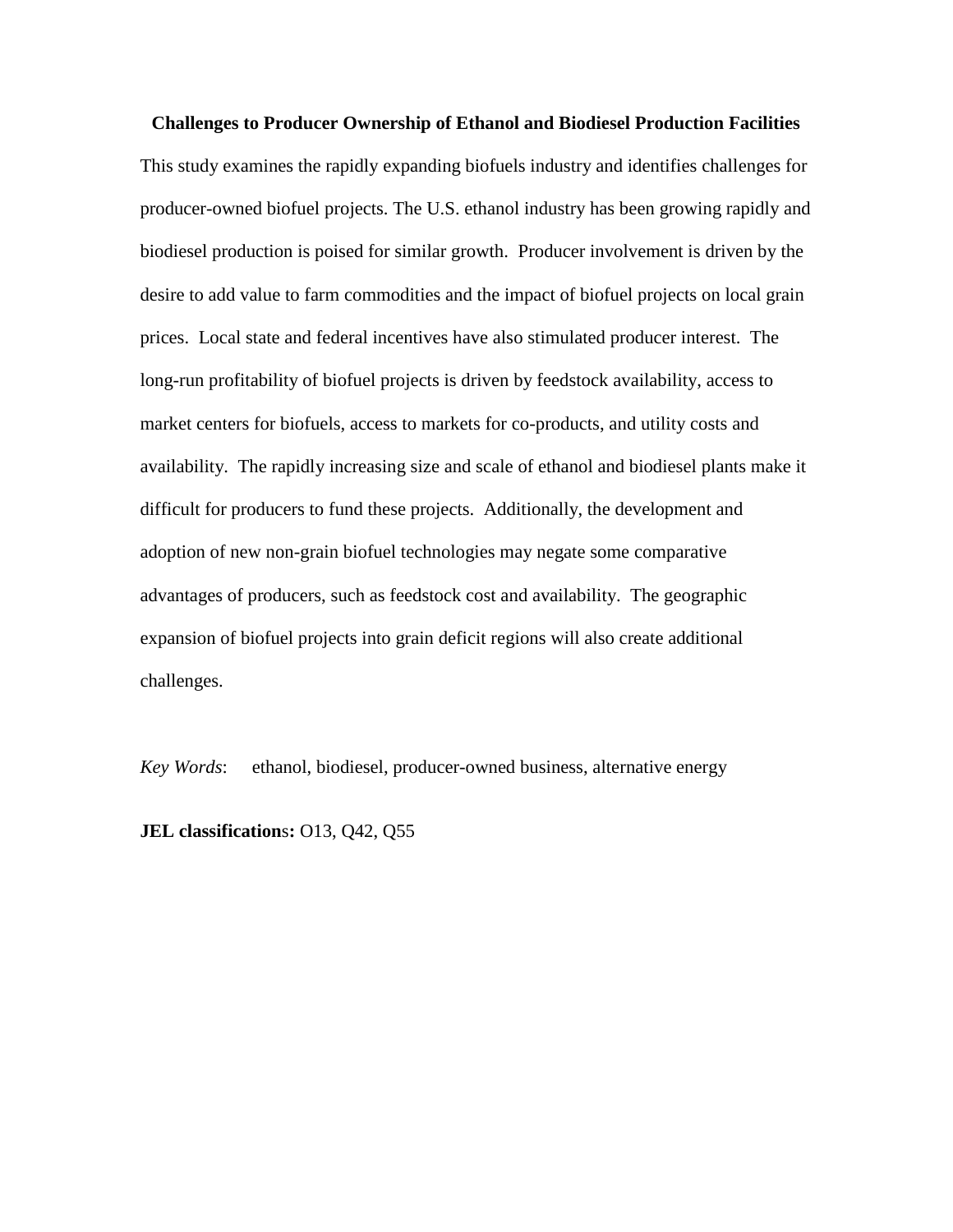**Challenges to Producer Ownership of Ethanol and Biodiesel Production Facilities**

This study examines the rapidly expanding biofuels industry and identifies challenges for producer-owned biofuel projects. The U.S. ethanol industry has been growing rapidly and biodiesel production is poised for similar growth. Producer involvement is driven by the desire to add value to farm commodities and the impact of biofuel projects on local grain prices. Local state and federal incentives have also stimulated producer interest. The long-run profitability of biofuel projects is driven by feedstock availability, access to market centers for biofuels, access to markets for co-products, and utility costs and availability. The rapidly increasing size and scale of ethanol and biodiesel plants make it difficult for producers to fund these projects. Additionally, the development and adoption of new non-grain biofuel technologies may negate some comparative advantages of producers, such as feedstock cost and availability. The geographic expansion of biofuel projects into grain deficit regions will also create additional challenges.

*Key Words*: ethanol, biodiesel, producer-owned business, alternative energy

**JEL classifications:** O13, Q42, Q55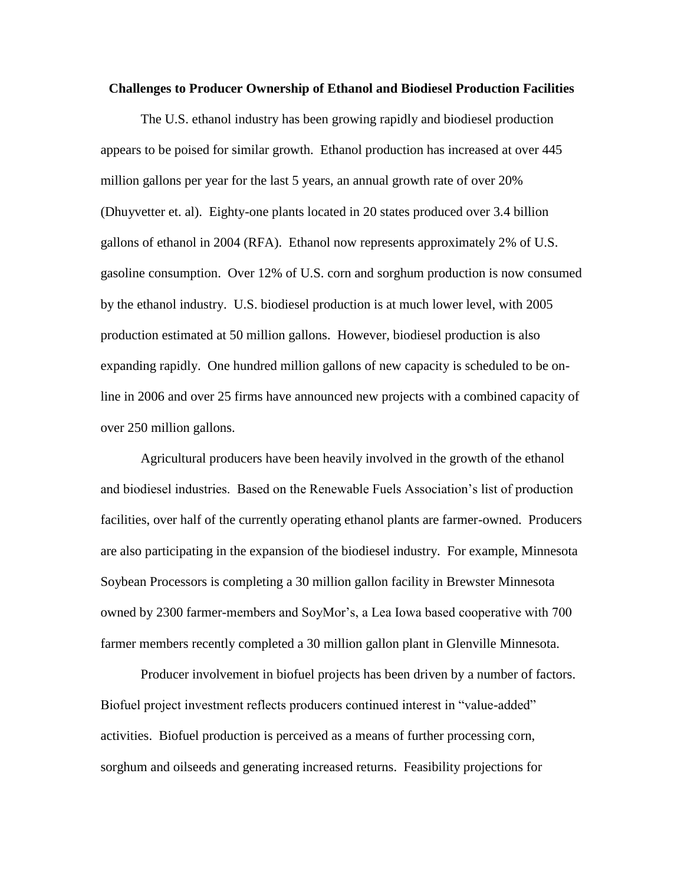**Challenges to Producer Ownership of Ethanol and Biodiesel Production Facilities**

The U.S. ethanol industry has been growing rapidly and biodiesel production appears to be poised for similar growth. Ethanol production has increased at over 445 million gallons per year for the last 5 years, an annual growth rate of over 20% (Dhuyvetter et. al). Eighty-one plants located in 20 states produced over 3.4 billion gallons of ethanol in 2004 (RFA). Ethanol now represents approximately 2% of U.S. gasoline consumption. Over 12% of U.S. corn and sorghum production is now consumed by the ethanol industry. U.S. biodiesel production is at much lower level, with 2005 production estimated at 50 million gallons. However, biodiesel production is also expanding rapidly. One hundred million gallons of new capacity is scheduled to be on-line in 2006 and over 25 firms have announced new projects with a combined capacity of over 250 million gallons.

Agricultural producers have been heavily involved in the growth of the ethanol and biodiesel industries. Based on the Renewable Fuels Association's list of production facilities, over half of the currently operating ethanol plants are farmer-owned. Producers are also participating in the expansion of the biodiesel industry. For example, Minnesota Soybean Processors is completing a 30 million gallon facility in Brewster Minnesota owned by 2300 farmer-members and SoyMor's, a Lea Iowa based cooperative with 700 farmer members recently completed a 30 million gallon plant in Glenville Minnesota.

Producer involvement in biofuel projects has been driven by a number of factors. Biofuel project investment reflects producers continued interest in "value-added" activities. Biofuel production is perceived as a means of further processing corn, sorghum and oilseeds and generating increased returns. Feasibility projections for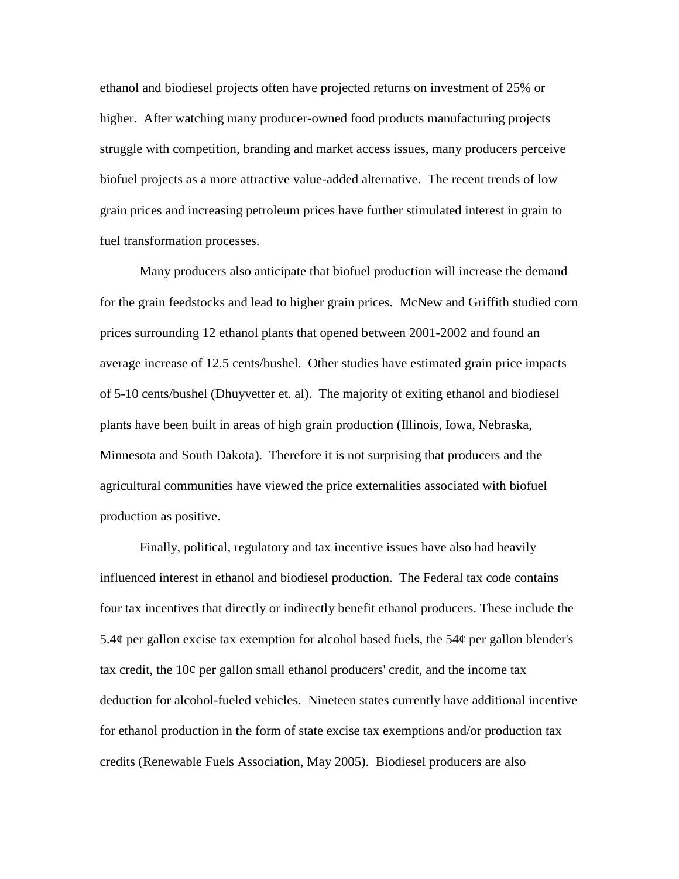ethanol and biodiesel projects often have projected returns on investment of 25% or higher. After watching many producer-owned food products manufacturing projects struggle with competition, branding and market access issues, many producers perceive biofuel projects as a more attractive value-added alternative. The recent trends of low grain prices and increasing petroleum prices have further stimulated interest in grain to fuel transformation processes.

Many producers also anticipate that biofuel production will increase the demand for the grain feedstocks and lead to higher grain prices. McNew and Griffith studied corn prices surrounding 12 ethanol plants that opened between 2001-2002 and found an average increase of 12.5 cents/bushel. Other studies have estimated grain price impacts of 5-10 cents/bushel (Dhuyvetter et. al). The majority of exiting ethanol and biodiesel plants have been built in areas of high grain production (Illinois, Iowa, Nebraska, Minnesota and South Dakota). Therefore it is not surprising that producers and the agricultural communities have viewed the price externalities associated with biofuel production as positive.

Finally, political, regulatory and tax incentive issues have also had heavily influenced interest in ethanol and biodiesel production. The Federal tax code contains four tax incentives that directly or indirectly benefit ethanol producers. These include the 5.4¢ per gallon excise tax exemption for alcohol based fuels, the 54¢ per gallon blender's tax credit, the 10¢ per gallon small ethanol producers' credit, and the income tax deduction for alcohol-fueled vehicles. Nineteen states currently have additional incentive for ethanol production in the form of state excise tax exemptions and/or production tax credits (Renewable Fuels Association, May 2005). Biodiesel producers are also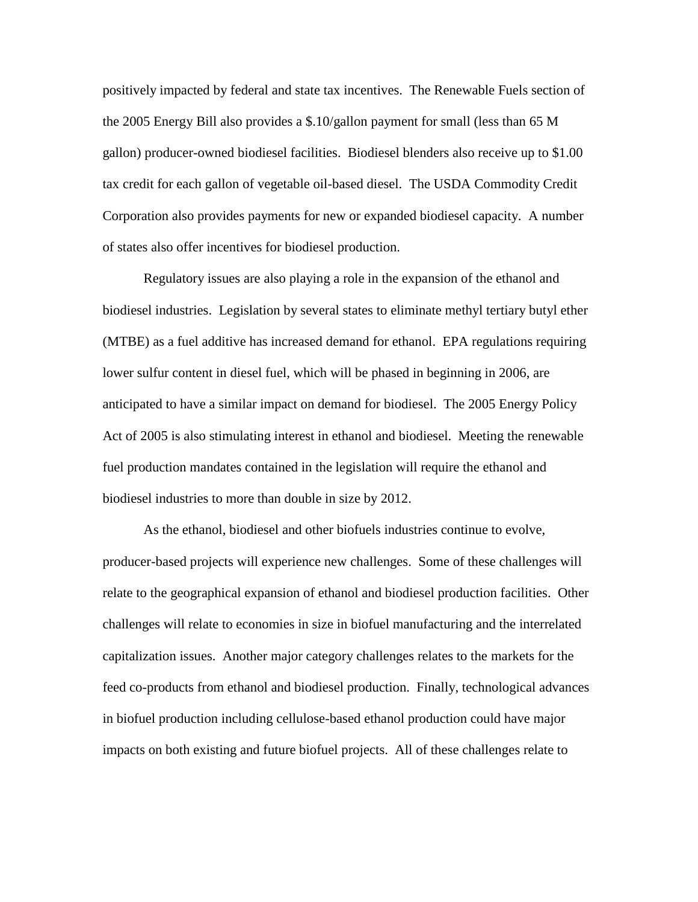positively impacted by federal and state tax incentives. The Renewable Fuels section of the 2005 Energy Bill also provides a $.10/gallon payment for small (less than 65 M gallon) producer-owned biodiesel facilities. Biodiesel blenders also receive up to $1.00 tax credit for each gallon of vegetable oil-based diesel. The USDA Commodity Credit Corporation also provides payments for new or expanded biodiesel capacity. A number of states also offer incentives for biodiesel production.

Regulatory issues are also playing a role in the expansion of the ethanol and biodiesel industries. Legislation by several states to eliminate methyl tertiary butyl ether (MTBE) as a fuel additive has increased demand for ethanol. EPA regulations requiring lower sulfur content in diesel fuel, which will be phased in beginning in 2006, are anticipated to have a similar impact on demand for biodiesel. The 2005 Energy Policy Act of 2005 is also stimulating interest in ethanol and biodiesel. Meeting the renewable fuel production mandates contained in the legislation will require the ethanol and biodiesel industries to more than double in size by 2012.

As the ethanol, biodiesel and other biofuels industries continue to evolve, producer-based projects will experience new challenges. Some of these challenges will relate to the geographical expansion of ethanol and biodiesel production facilities. Other challenges will relate to economies in size in biofuel manufacturing and the interrelated capitalization issues. Another major category challenges relates to the markets for the feed co-products from ethanol and biodiesel production. Finally, technological advances in biofuel production including cellulose-based ethanol production could have major impacts on both existing and future biofuel projects. All of these challenges relate to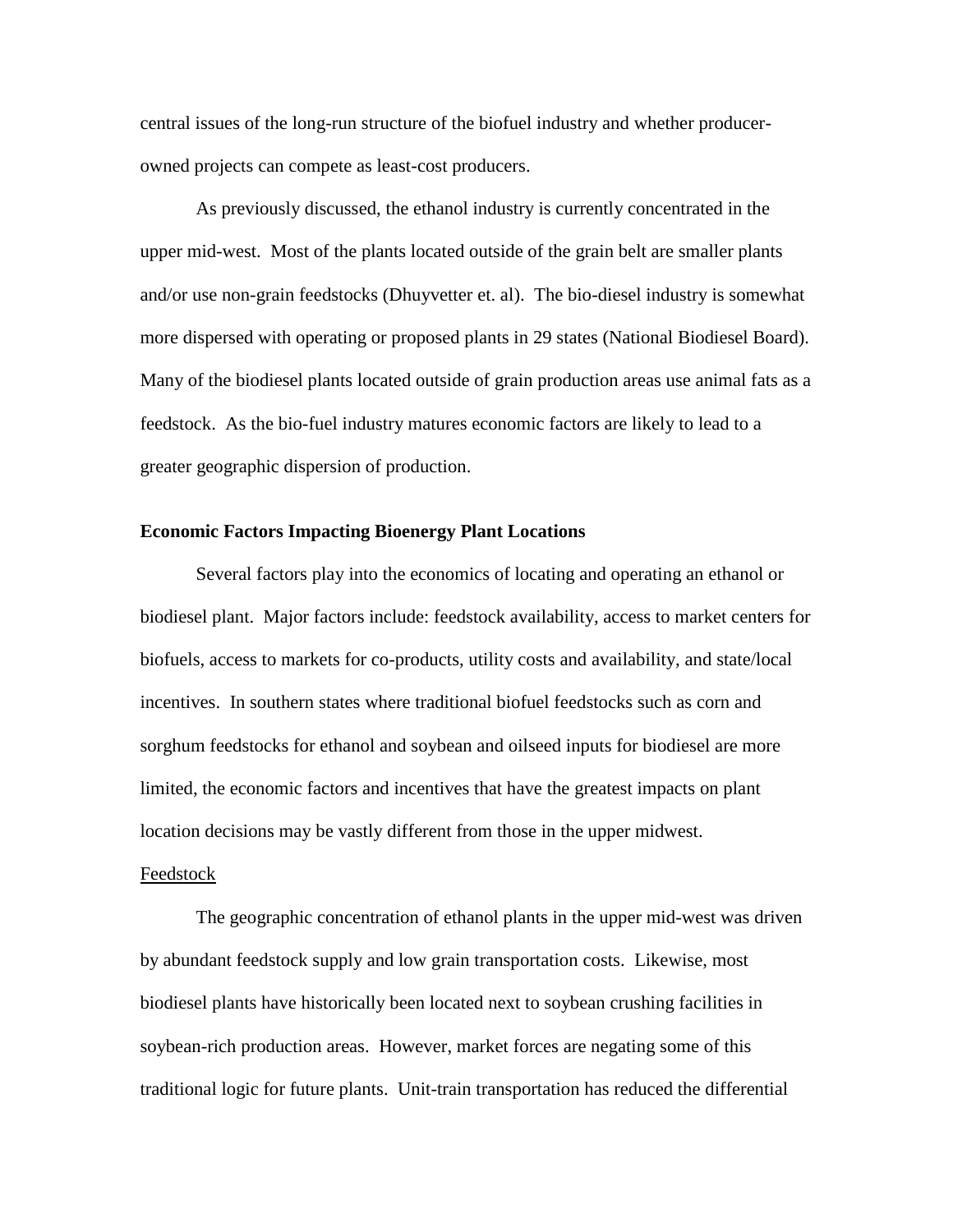central issues of the long-run structure of the biofuel industry and whether producer-owned projects can compete as least-cost producers.

As previously discussed, the ethanol industry is currently concentrated in the upper mid-west. Most of the plants located outside of the grain belt are smaller plants and/or use non-grain feedstocks (Dhuyvetter et. al). The bio-diesel industry is somewhat more dispersed with operating or proposed plants in 29 states (National Biodiesel Board). Many of the biodiesel plants located outside of grain production areas use animal fats as a feedstock. As the bio-fuel industry matures economic factors are likely to lead to a greater geographic dispersion of production.

**Economic Factors Impacting Bioenergy Plant Locations**

Several factors play into the economics of locating and operating an ethanol or biodiesel plant. Major factors include: feedstock availability, access to market centers for biofuels, access to markets for co-products, utility costs and availability, and state/local incentives. In southern states where traditional biofuel feedstocks such as corn and sorghum feedstocks for ethanol and soybean and oilseed inputs for biodiesel are more limited, the economic factors and incentives that have the greatest impacts on plant location decisions may be vastly different from those in the upper midwest.

<u>Feedstock</u>

The geographic concentration of ethanol plants in the upper mid-west was driven by abundant feedstock supply and low grain transportation costs. Likewise, most biodiesel plants have historically been located next to soybean crushing facilities in soybean-rich production areas. However, market forces are negating some of this traditional logic for future plants. Unit-train transportation has reduced the differential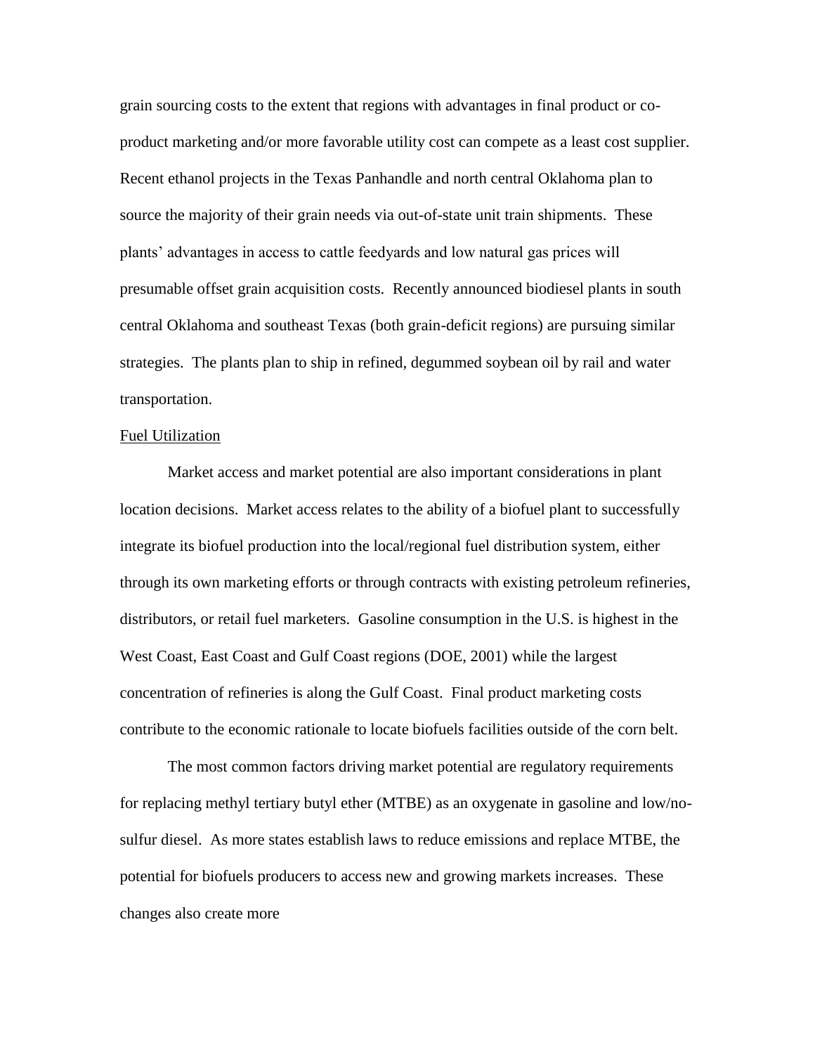grain sourcing costs to the extent that regions with advantages in final product or co-product marketing and/or more favorable utility cost can compete as a least cost supplier. Recent ethanol projects in the Texas Panhandle and north central Oklahoma plan to source the majority of their grain needs via out-of-state unit train shipments. These plants' advantages in access to cattle feedyards and low natural gas prices will presumable offset grain acquisition costs. Recently announced biodiesel plants in south central Oklahoma and southeast Texas (both grain-deficit regions) are pursuing similar strategies. The plants plan to ship in refined, degummed soybean oil by rail and water transportation.

Fuel Utilization

Market access and market potential are also important considerations in plant location decisions. Market access relates to the ability of a biofuel plant to successfully integrate its biofuel production into the local/regional fuel distribution system, either through its own marketing efforts or through contracts with existing petroleum refineries, distributors, or retail fuel marketers. Gasoline consumption in the U.S. is highest in the West Coast, East Coast and Gulf Coast regions (DOE, 2001) while the largest concentration of refineries is along the Gulf Coast. Final product marketing costs contribute to the economic rationale to locate biofuels facilities outside of the corn belt.

The most common factors driving market potential are regulatory requirements for replacing methyl tertiary butyl ether (MTBE) as an oxygenate in gasoline and low/no-sulfur diesel. As more states establish laws to reduce emissions and replace MTBE, the potential for biofuels producers to access new and growing markets increases. These changes also create more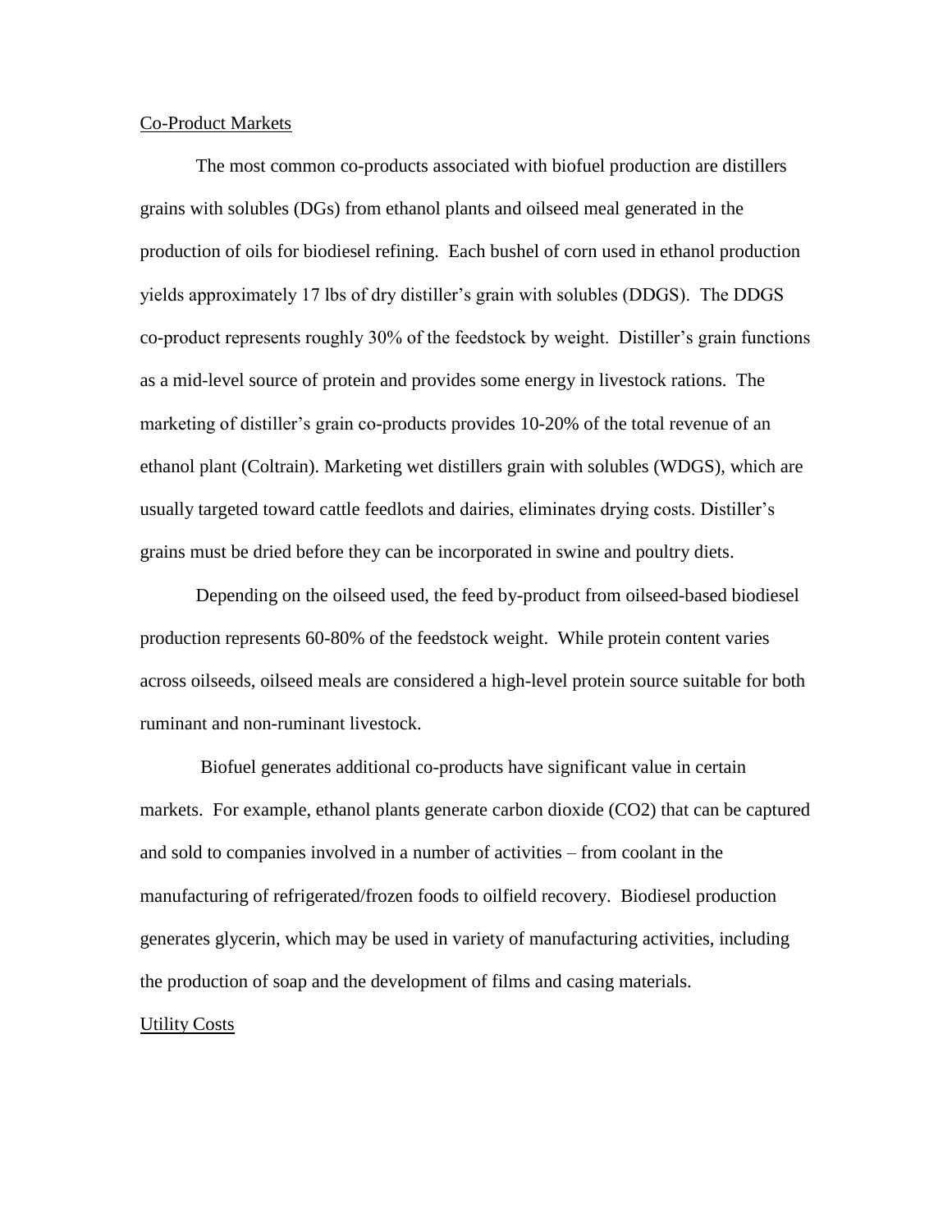## Co-Product Markets

The most common co-products associated with biofuel production are distillers grains with solubles (DGs) from ethanol plants and oilseed meal generated in the production of oils for biodiesel refining. Each bushel of corn used in ethanol production yields approximately 17 lbs of dry distiller's grain with solubles (DDGS). The DDGS co-product represents roughly 30% of the feedstock by weight. Distiller's grain functions as a mid-level source of protein and provides some energy in livestock rations. The marketing of distiller's grain co-products provides 10-20% of the total revenue of an ethanol plant (Coltrain). Marketing wet distillers grain with solubles (WDGS), which are usually targeted toward cattle feedlots and dairies, eliminates drying costs. Distiller's grains must be dried before they can be incorporated in swine and poultry diets.

Depending on the oilseed used, the feed by-product from oilseed-based biodiesel production represents 60-80% of the feedstock weight. While protein content varies across oilseeds, oilseed meals are considered a high-level protein source suitable for both ruminant and non-ruminant livestock.

Biofuel generates additional co-products have significant value in certain markets. For example, ethanol plants generate carbon dioxide ($CO_2$) that can be captured and sold to companies involved in a number of activities – from coolant in the manufacturing of refrigerated/frozen foods to oilfield recovery. Biodiesel production generates glycerin, which may be used in variety of manufacturing activities, including the production of soap and the development of films and casing materials.

## Utility Costs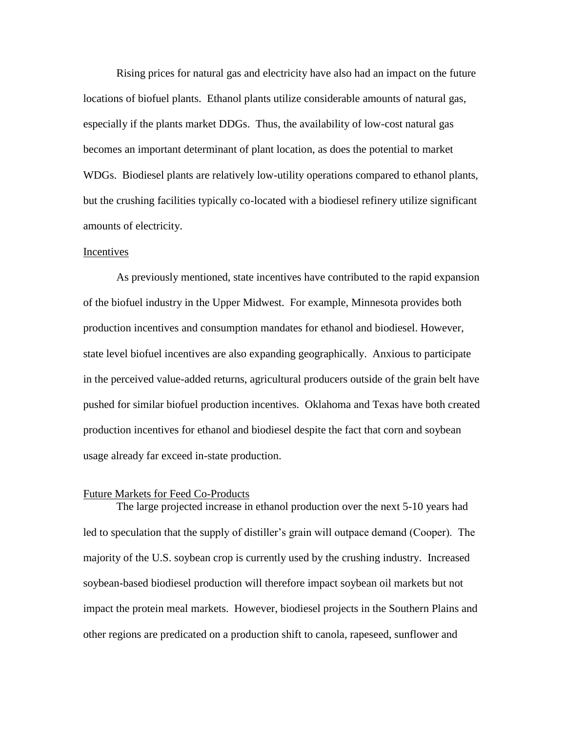Rising prices for natural gas and electricity have also had an impact on the future locations of biofuel plants. Ethanol plants utilize considerable amounts of natural gas, especially if the plants market DDGs. Thus, the availability of low-cost natural gas becomes an important determinant of plant location, as does the potential to market WDGs. Biodiesel plants are relatively low-utility operations compared to ethanol plants, but the crushing facilities typically co-located with a biodiesel refinery utilize significant amounts of electricity.

## Incentives

As previously mentioned, state incentives have contributed to the rapid expansion of the biofuel industry in the Upper Midwest. For example, Minnesota provides both production incentives and consumption mandates for ethanol and biodiesel. However, state level biofuel incentives are also expanding geographically. Anxious to participate in the perceived value-added returns, agricultural producers outside of the grain belt have pushed for similar biofuel production incentives. Oklahoma and Texas have both created production incentives for ethanol and biodiesel despite the fact that corn and soybean usage already far exceed in-state production.

## Future Markets for Feed Co-Products

The large projected increase in ethanol production over the next 5-10 years had led to speculation that the supply of distiller's grain will outpace demand (Cooper). The majority of the U.S. soybean crop is currently used by the crushing industry. Increased soybean-based biodiesel production will therefore impact soybean oil markets but not impact the protein meal markets. However, biodiesel projects in the Southern Plains and other regions are predicated on a production shift to canola, rapeseed, sunflower and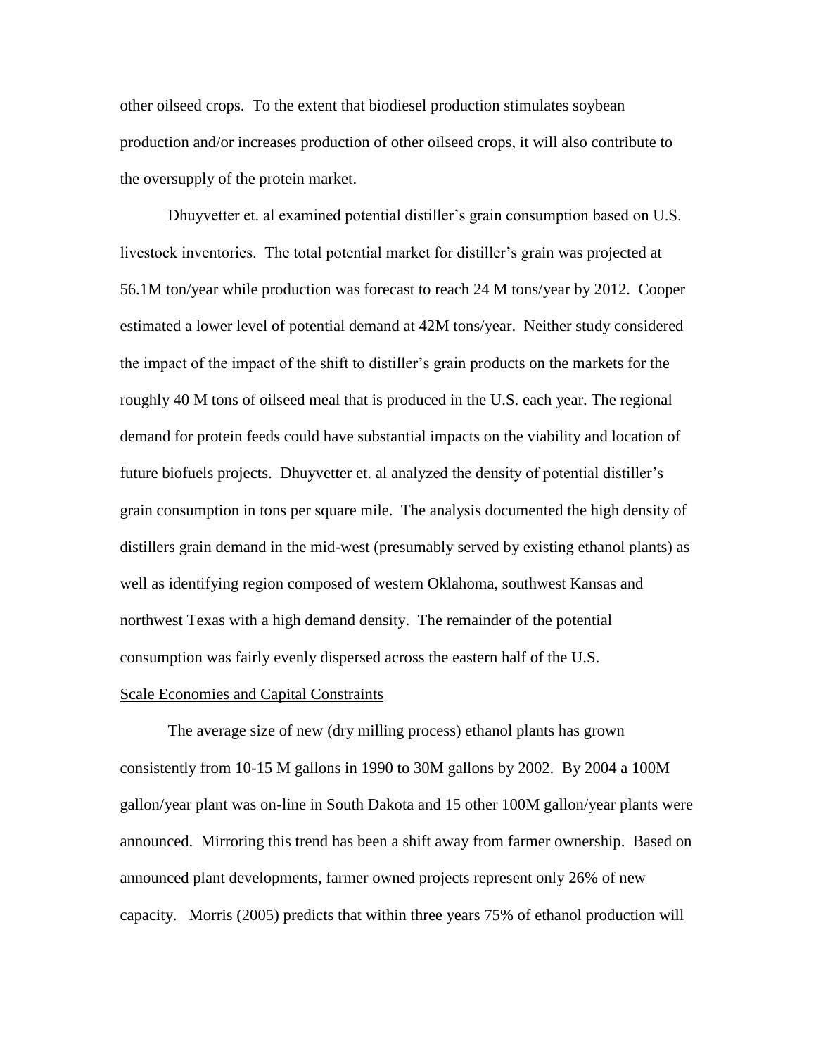other oilseed crops. To the extent that biodiesel production stimulates soybean production and/or increases production of other oilseed crops, it will also contribute to the oversupply of the protein market.

Dhuyvetter et. al examined potential distiller's grain consumption based on U.S. livestock inventories. The total potential market for distiller's grain was projected at 56.1M ton/year while production was forecast to reach 24 M tons/year by 2012. Cooper estimated a lower level of potential demand at 42M tons/year. Neither study considered the impact of the impact of the shift to distiller's grain products on the markets for the roughly 40 M tons of oilseed meal that is produced in the U.S. each year. The regional demand for protein feeds could have substantial impacts on the viability and location of future biofuels projects. Dhuyvetter et. al analyzed the density of potential distiller's grain consumption in tons per square mile. The analysis documented the high density of distillers grain demand in the mid-west (presumably served by existing ethanol plants) as well as identifying region composed of western Oklahoma, southwest Kansas and northwest Texas with a high demand density. The remainder of the potential consumption was fairly evenly dispersed across the eastern half of the U.S.

Scale Economies and Capital Constraints

The average size of new (dry milling process) ethanol plants has grown consistently from 10-15 M gallons in 1990 to 30M gallons by 2002. By 2004 a 100M gallon/year plant was on-line in South Dakota and 15 other 100M gallon/year plants were announced. Mirroring this trend has been a shift away from farmer ownership. Based on announced plant developments, farmer owned projects represent only 26% of new capacity. Morris (2005) predicts that within three years 75% of ethanol production will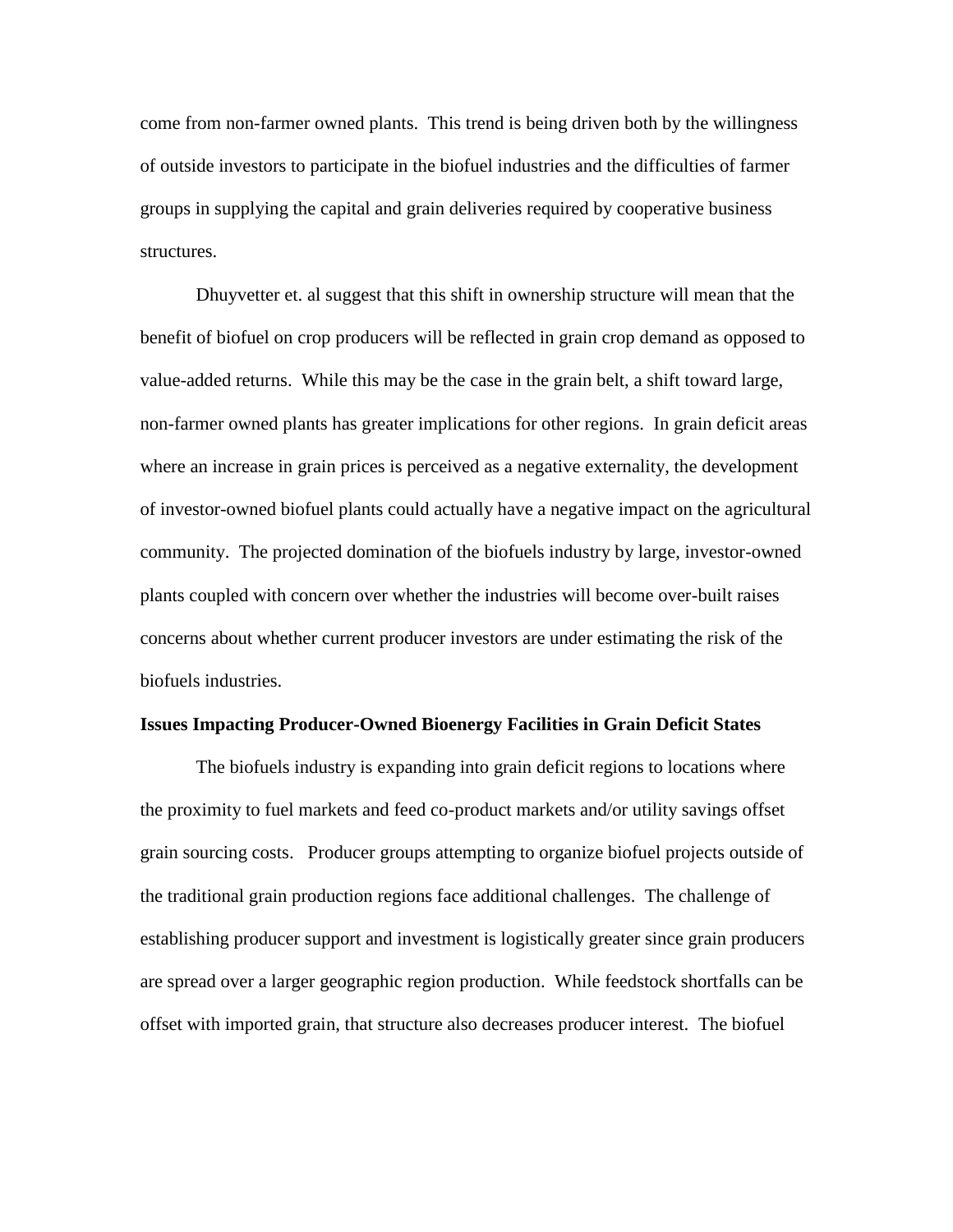come from non-farmer owned plants. This trend is being driven both by the willingness of outside investors to participate in the biofuel industries and the difficulties of farmer groups in supplying the capital and grain deliveries required by cooperative business structures.

Dhuyvetter et. al suggest that this shift in ownership structure will mean that the benefit of biofuel on crop producers will be reflected in grain crop demand as opposed to value-added returns. While this may be the case in the grain belt, a shift toward large, non-farmer owned plants has greater implications for other regions. In grain deficit areas where an increase in grain prices is perceived as a negative externality, the development of investor-owned biofuel plants could actually have a negative impact on the agricultural community. The projected domination of the biofuels industry by large, investor-owned plants coupled with concern over whether the industries will become over-built raises concerns about whether current producer investors are under estimating the risk of the biofuels industries.

**Issues Impacting Producer-Owned Bioenergy Facilities in Grain Deficit States**

The biofuels industry is expanding into grain deficit regions to locations where the proximity to fuel markets and feed co-product markets and/or utility savings offset grain sourcing costs. Producer groups attempting to organize biofuel projects outside of the traditional grain production regions face additional challenges. The challenge of establishing producer support and investment is logistically greater since grain producers are spread over a larger geographic region production. While feedstock shortfalls can be offset with imported grain, that structure also decreases producer interest. The biofuel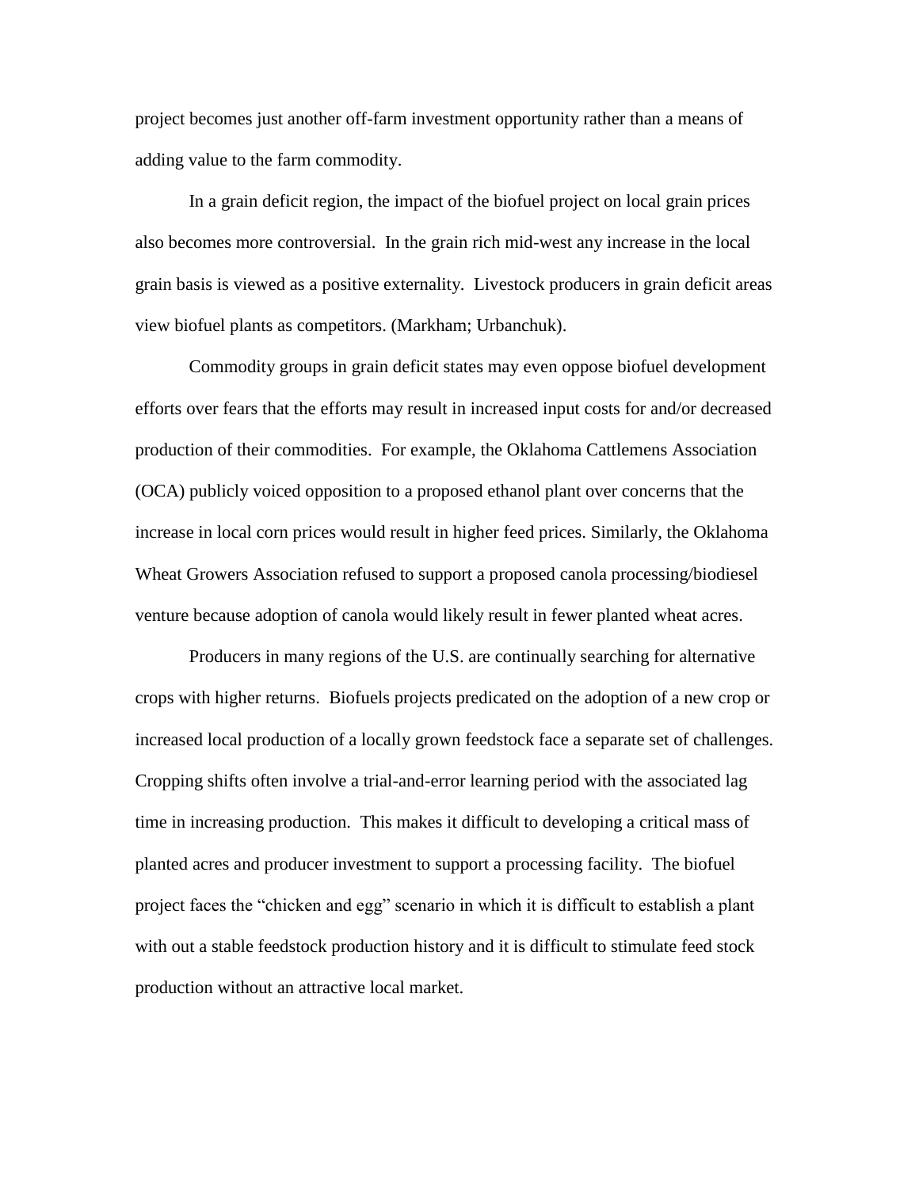project becomes just another off-farm investment opportunity rather than a means of adding value to the farm commodity.

In a grain deficit region, the impact of the biofuel project on local grain prices also becomes more controversial. In the grain rich mid-west any increase in the local grain basis is viewed as a positive externality. Livestock producers in grain deficit areas view biofuel plants as competitors. (Markham; Urbanchuk).

Commodity groups in grain deficit states may even oppose biofuel development efforts over fears that the efforts may result in increased input costs for and/or decreased production of their commodities. For example, the Oklahoma Cattlemens Association (OCA) publicly voiced opposition to a proposed ethanol plant over concerns that the increase in local corn prices would result in higher feed prices. Similarly, the Oklahoma Wheat Growers Association refused to support a proposed canola processing/biodiesel venture because adoption of canola would likely result in fewer planted wheat acres.

Producers in many regions of the U.S. are continually searching for alternative crops with higher returns. Biofuels projects predicated on the adoption of a new crop or increased local production of a locally grown feedstock face a separate set of challenges. Cropping shifts often involve a trial-and-error learning period with the associated lag time in increasing production. This makes it difficult to developing a critical mass of planted acres and producer investment to support a processing facility. The biofuel project faces the "chicken and egg" scenario in which it is difficult to establish a plant with out a stable feedstock production history and it is difficult to stimulate feed stock production without an attractive local market.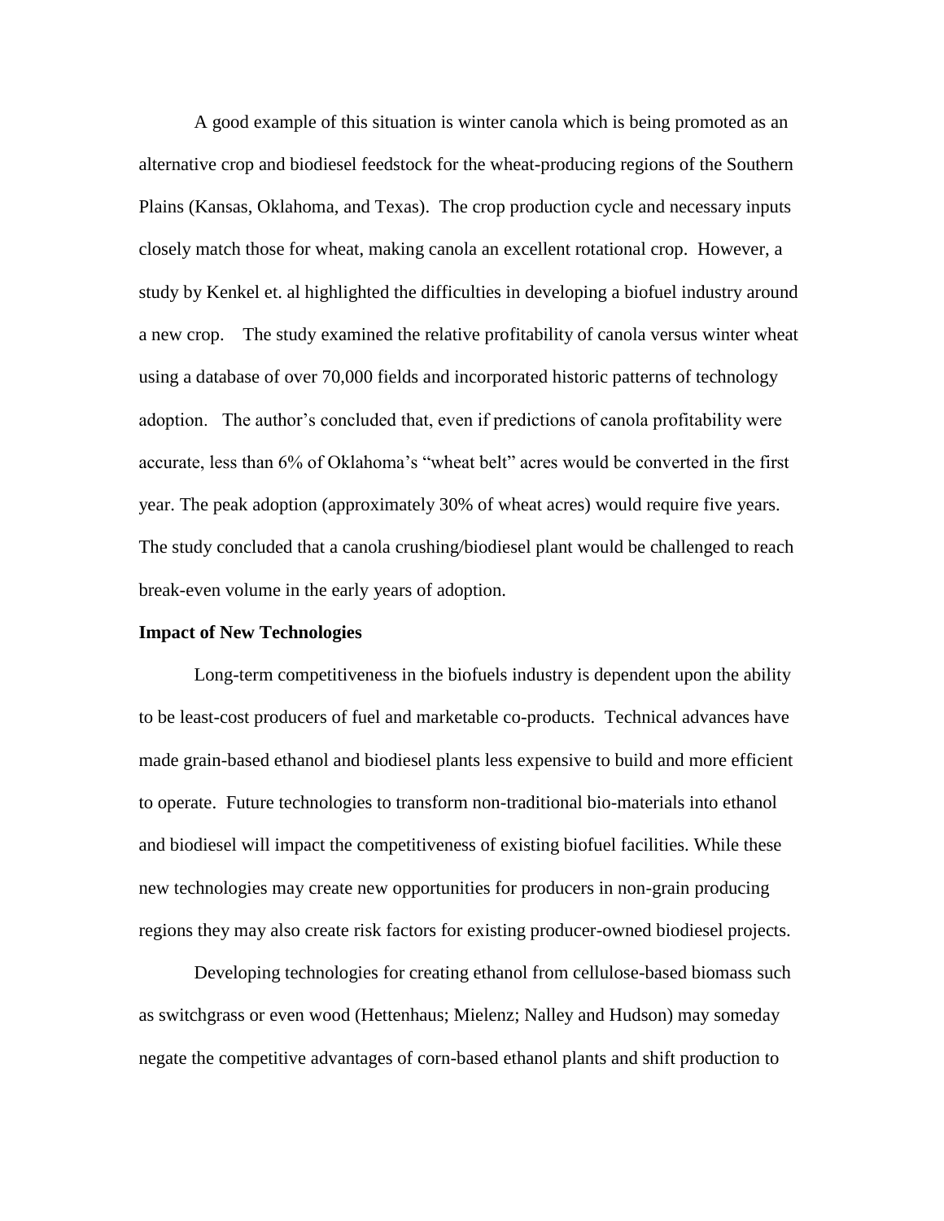A good example of this situation is winter canola which is being promoted as an alternative crop and biodiesel feedstock for the wheat-producing regions of the Southern Plains (Kansas, Oklahoma, and Texas). The crop production cycle and necessary inputs closely match those for wheat, making canola an excellent rotational crop. However, a study by Kenkel et. al highlighted the difficulties in developing a biofuel industry around a new crop. The study examined the relative profitability of canola versus winter wheat using a database of over 70,000 fields and incorporated historic patterns of technology adoption. The author's concluded that, even if predictions of canola profitability were accurate, less than 6% of Oklahoma's "wheat belt" acres would be converted in the first year. The peak adoption (approximately 30% of wheat acres) would require five years. The study concluded that a canola crushing/biodiesel plant would be challenged to reach break-even volume in the early years of adoption.

**Impact of New Technologies**

Long-term competitiveness in the biofuels industry is dependent upon the ability to be least-cost producers of fuel and marketable co-products. Technical advances have made grain-based ethanol and biodiesel plants less expensive to build and more efficient to operate. Future technologies to transform non-traditional bio-materials into ethanol and biodiesel will impact the competitiveness of existing biofuel facilities. While these new technologies may create new opportunities for producers in non-grain producing regions they may also create risk factors for existing producer-owned biodiesel projects.

Developing technologies for creating ethanol from cellulose-based biomass such as switchgrass or even wood (Hettenhaus; Mielenz; Nalley and Hudson) may someday negate the competitive advantages of corn-based ethanol plants and shift production to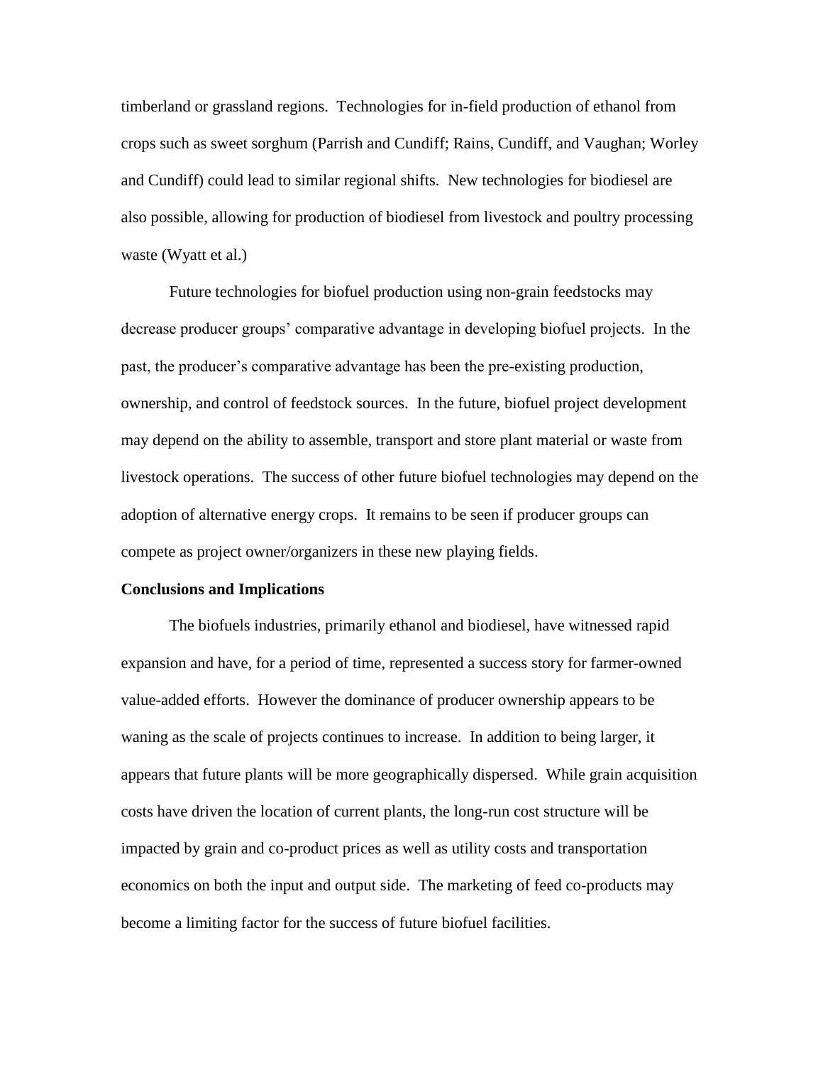timberland or grassland regions. Technologies for in-field production of ethanol from crops such as sweet sorghum (Parrish and Cundiff; Rains, Cundiff, and Vaughan; Worley and Cundiff) could lead to similar regional shifts. New technologies for biodiesel are also possible, allowing for production of biodiesel from livestock and poultry processing waste (Wyatt et al.)

Future technologies for biofuel production using non-grain feedstocks may decrease producer groups' comparative advantage in developing biofuel projects. In the past, the producer's comparative advantage has been the pre-existing production, ownership, and control of feedstock sources. In the future, biofuel project development may depend on the ability to assemble, transport and store plant material or waste from livestock operations. The success of other future biofuel technologies may depend on the adoption of alternative energy crops. It remains to be seen if producer groups can compete as project owner/organizers in these new playing fields.

**Conclusions and Implications**

The biofuels industries, primarily ethanol and biodiesel, have witnessed rapid expansion and have, for a period of time, represented a success story for farmer-owned value-added efforts. However the dominance of producer ownership appears to be waning as the scale of projects continues to increase. In addition to being larger, it appears that future plants will be more geographically dispersed. While grain acquisition costs have driven the location of current plants, the long-run cost structure will be impacted by grain and co-product prices as well as utility costs and transportation economics on both the input and output side. The marketing of feed co-products may become a limiting factor for the success of future biofuel facilities.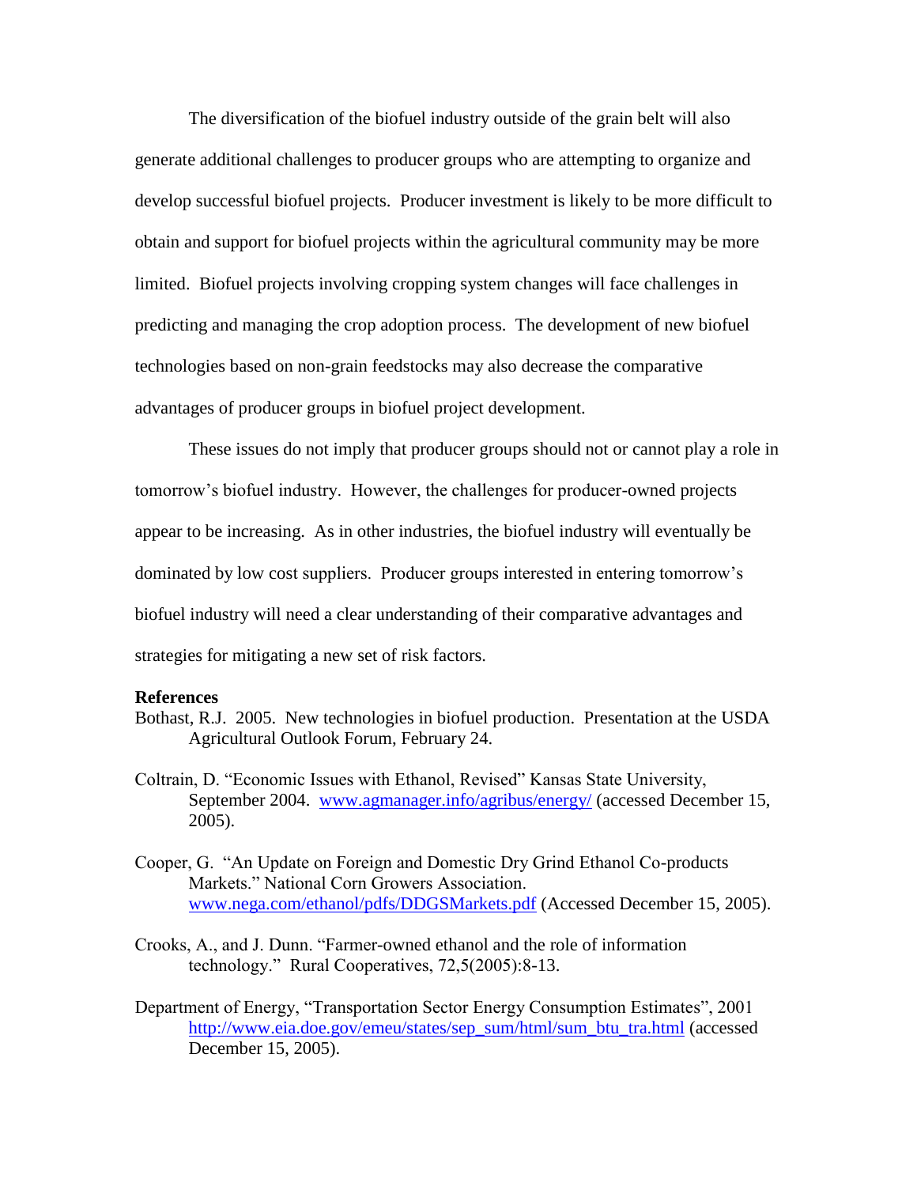The diversification of the biofuel industry outside of the grain belt will also generate additional challenges to producer groups who are attempting to organize and develop successful biofuel projects. Producer investment is likely to be more difficult to obtain and support for biofuel projects within the agricultural community may be more limited. Biofuel projects involving cropping system changes will face challenges in predicting and managing the crop adoption process. The development of new biofuel technologies based on non-grain feedstocks may also decrease the comparative advantages of producer groups in biofuel project development.

These issues do not imply that producer groups should not or cannot play a role in tomorrow's biofuel industry. However, the challenges for producer-owned projects appear to be increasing. As in other industries, the biofuel industry will eventually be dominated by low cost suppliers. Producer groups interested in entering tomorrow's biofuel industry will need a clear understanding of their comparative advantages and strategies for mitigating a new set of risk factors.

**References**

Bothast, R.J. 2005. New technologies in biofuel production. Presentation at the USDA Agricultural Outlook Forum, February 24.

Coltrain, D. "Economic Issues with Ethanol, Revised" Kansas State University, September 2004. www.agmanager.info/agribus/energy/ (accessed December 15, 2005).

Cooper, G. "An Update on Foreign and Domestic Dry Grind Ethanol Co-products Markets." National Corn Growers Association. www.nega.com/ethanol/pdfs/DDGSMarkets.pdf (Accessed December 15, 2005).

Crooks, A., and J. Dunn. "Farmer-owned ethanol and the role of information technology." Rural Cooperatives, 72,5(2005):8-13.

Department of Energy, "Transportation Sector Energy Consumption Estimates", 2001 http://www.eia.doe.gov/emeu/states/sep_sum/html/sum_btu_tra.html (accessed December 15, 2005).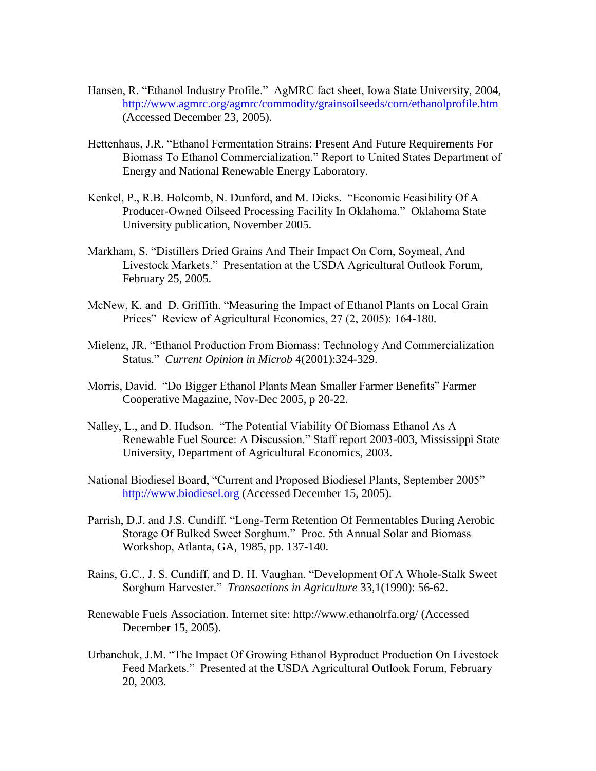Hansen, R. "Ethanol Industry Profile." AgMRC fact sheet, Iowa State University, 2004, http://www.agmrc.org/agmrc/commodity/grainsoilseeds/corn/ethanolprofile.htm (Accessed December 23, 2005).

Hettenhaus, J.R. "Ethanol Fermentation Strains: Present And Future Requirements For Biomass To Ethanol Commercialization." Report to United States Department of Energy and National Renewable Energy Laboratory.

Kenkel, P., R.B. Holcomb, N. Dunford, and M. Dicks. "Economic Feasibility Of A Producer-Owned Oilseed Processing Facility In Oklahoma." Oklahoma State University publication, November 2005.

Markham, S. "Distillers Dried Grains And Their Impact On Corn, Soymeal, And Livestock Markets." Presentation at the USDA Agricultural Outlook Forum, February 25, 2005.

McNew, K. and D. Griffith. "Measuring the Impact of Ethanol Plants on Local Grain Prices" Review of Agricultural Economics, 27 (2, 2005): 164-180.

Mielenz, JR. "Ethanol Production From Biomass: Technology And Commercialization Status." *Current Opinion in Microb* 4(2001):324-329.

Morris, David. "Do Bigger Ethanol Plants Mean Smaller Farmer Benefits" Farmer Cooperative Magazine, Nov-Dec 2005, p 20-22.

Nalley, L., and D. Hudson. "The Potential Viability Of Biomass Ethanol As A Renewable Fuel Source: A Discussion." Staff report 2003-003, Mississippi State University, Department of Agricultural Economics, 2003.

National Biodiesel Board, "Current and Proposed Biodiesel Plants, September 2005" http://www.biodiesel.org (Accessed December 15, 2005).

Parrish, D.J. and J.S. Cundiff. "Long-Term Retention Of Fermentables During Aerobic Storage Of Bulked Sweet Sorghum." Proc. 5th Annual Solar and Biomass Workshop, Atlanta, GA, 1985, pp. 137-140.

Rains, G.C., J. S. Cundiff, and D. H. Vaughan. "Development Of A Whole-Stalk Sweet Sorghum Harvester." *Transactions in Agriculture* 33,1(1990): 56-62.

Renewable Fuels Association. Internet site: http://www.ethanolrfa.org/ (Accessed December 15, 2005).

Urbanchuk, J.M. "The Impact Of Growing Ethanol Byproduct Production On Livestock Feed Markets." Presented at the USDA Agricultural Outlook Forum, February 20, 2003.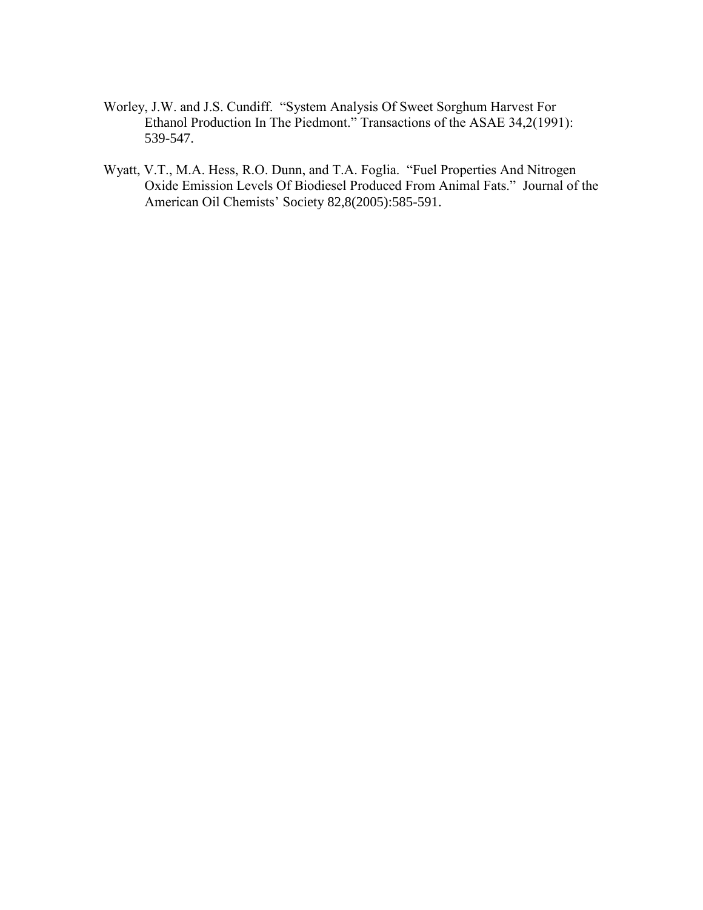Worley, J.W. and J.S. Cundiff. "System Analysis Of Sweet Sorghum Harvest For Ethanol Production In The Piedmont." Transactions of the ASAE 34,2(1991): 539-547.

Wyatt, V.T., M.A. Hess, R.O. Dunn, and T.A. Foglia. "Fuel Properties And Nitrogen Oxide Emission Levels Of Biodiesel Produced From Animal Fats." Journal of the American Oil Chemists' Society 82,8(2005):585-591.